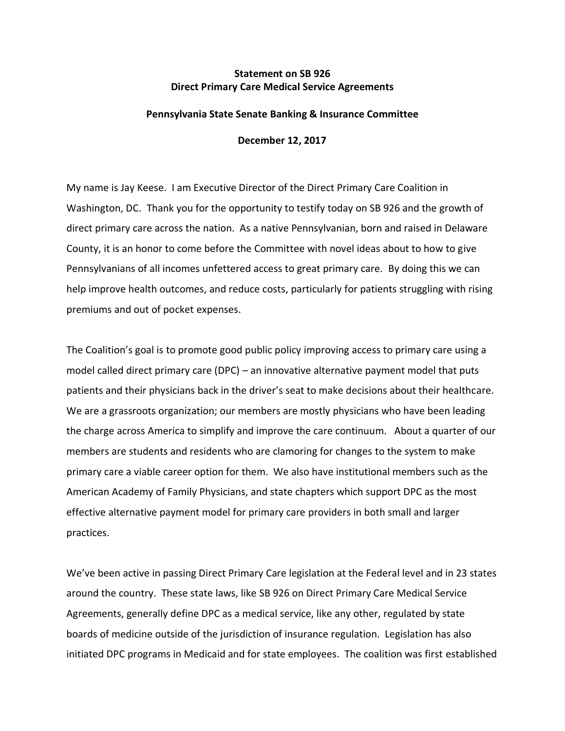**Statement on SB 926**
**Direct Primary Care Medical Service Agreements**

**Pennsylvania State Senate Banking & Insurance Committee**

**December 12, 2017**

My name is Jay Keese. I am Executive Director of the Direct Primary Care Coalition in Washington, DC. Thank you for the opportunity to testify today on SB 926 and the growth of direct primary care across the nation. As a native Pennsylvanian, born and raised in Delaware County, it is an honor to come before the Committee with novel ideas about to how to give Pennsylvanians of all incomes unfettered access to great primary care. By doing this we can help improve health outcomes, and reduce costs, particularly for patients struggling with rising premiums and out of pocket expenses.

The Coalition's goal is to promote good public policy improving access to primary care using a model called direct primary care (DPC) – an innovative alternative payment model that puts patients and their physicians back in the driver's seat to make decisions about their healthcare. We are a grassroots organization; our members are mostly physicians who have been leading the charge across America to simplify and improve the care continuum. About a quarter of our members are students and residents who are clamoring for changes to the system to make primary care a viable career option for them. We also have institutional members such as the American Academy of Family Physicians, and state chapters which support DPC as the most effective alternative payment model for primary care providers in both small and larger practices.

We've been active in passing Direct Primary Care legislation at the Federal level and in 23 states around the country. These state laws, like SB 926 on Direct Primary Care Medical Service Agreements, generally define DPC as a medical service, like any other, regulated by state boards of medicine outside of the jurisdiction of insurance regulation. Legislation has also initiated DPC programs in Medicaid and for state employees. The coalition was first established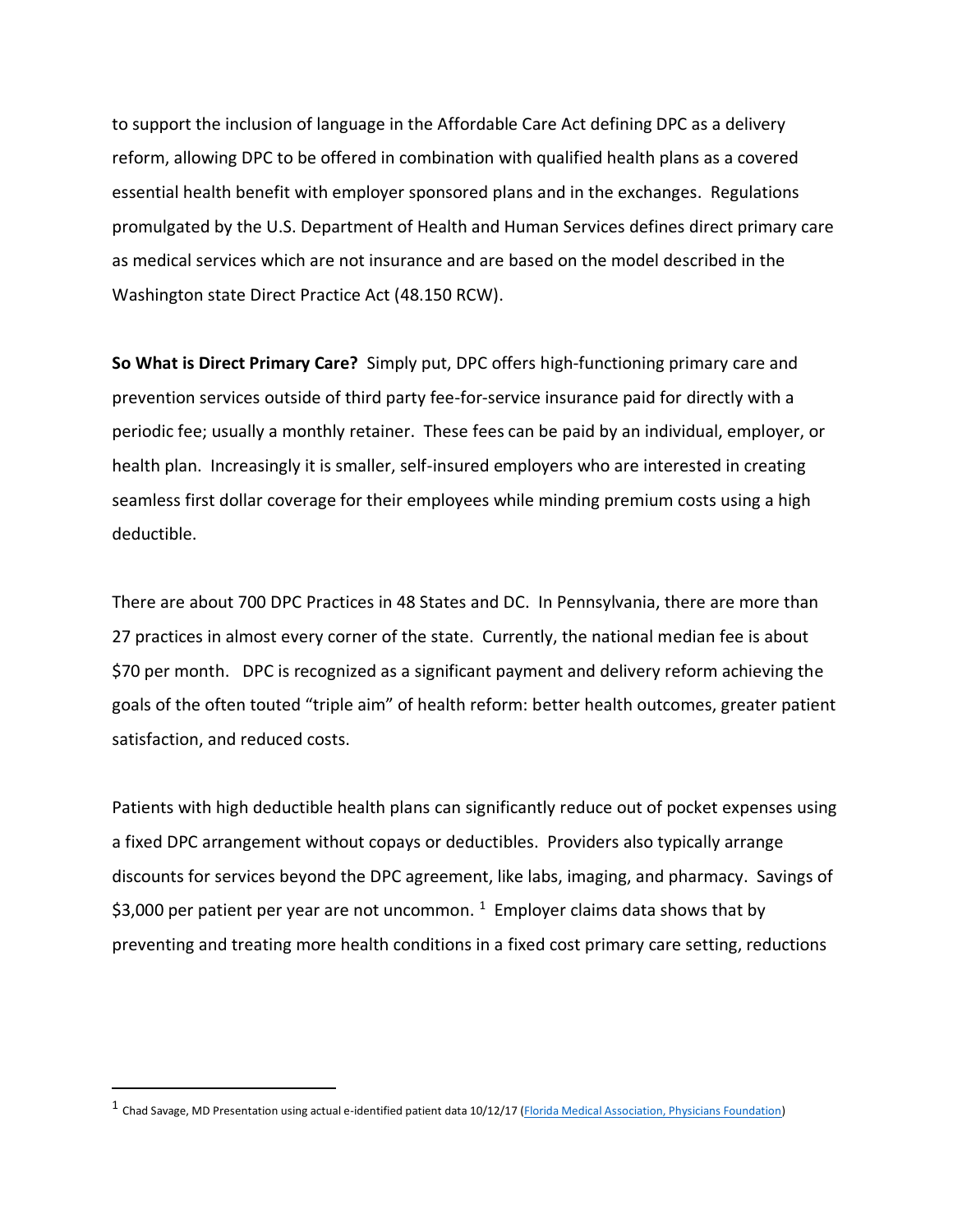to support the inclusion of language in the Affordable Care Act defining DPC as a delivery reform, allowing DPC to be offered in combination with qualified health plans as a covered essential health benefit with employer sponsored plans and in the exchanges. Regulations promulgated by the U.S. Department of Health and Human Services defines direct primary care as medical services which are not insurance and are based on the model described in the Washington state Direct Practice Act (48.150 RCW).

**So What is Direct Primary Care?** Simply put, DPC offers high-functioning primary care and prevention services outside of third party fee-for-service insurance paid for directly with a periodic fee; usually a monthly retainer. These fees can be paid by an individual, employer, or health plan. Increasingly it is smaller, self-insured employers who are interested in creating seamless first dollar coverage for their employees while minding premium costs using a high deductible.

There are about 700 DPC Practices in 48 States and DC. In Pennsylvania, there are more than 27 practices in almost every corner of the state. Currently, the national median fee is about $70 per month. DPC is recognized as a significant payment and delivery reform achieving the goals of the often touted "triple aim" of health reform: better health outcomes, greater patient satisfaction, and reduced costs.

Patients with high deductible health plans can significantly reduce out of pocket expenses using a fixed DPC arrangement without copays or deductibles. Providers also typically arrange discounts for services beyond the DPC agreement, like labs, imaging, and pharmacy. Savings of $3,000 per patient per year are not uncommon. [1] Employer claims data shows that by preventing and treating more health conditions in a fixed cost primary care setting, reductions

---

[1] Chad Savage, MD Presentation using actual e-identified patient data 10/12/17 (Florida Medical Association, Physicians Foundation)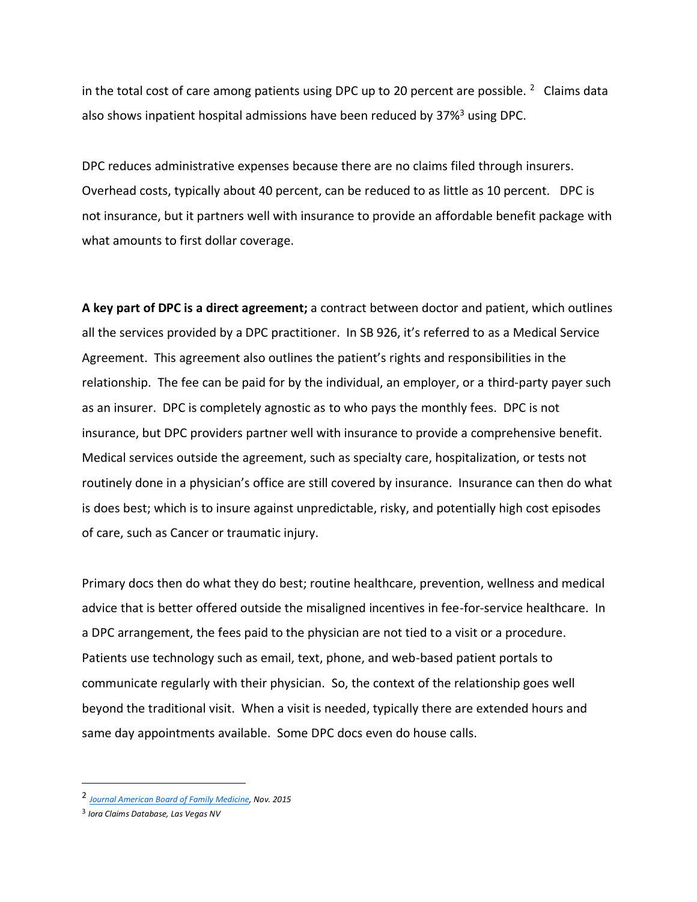in the total cost of care among patients using DPC up to 20 percent are possible. [2] Claims data also shows inpatient hospital admissions have been reduced by 37%[3] using DPC.

DPC reduces administrative expenses because there are no claims filed through insurers. Overhead costs, typically about 40 percent, can be reduced to as little as 10 percent. DPC is not insurance, but it partners well with insurance to provide an affordable benefit package with what amounts to first dollar coverage.

**A key part of DPC is a direct agreement;** a contract between doctor and patient, which outlines all the services provided by a DPC practitioner. In SB 926, it's referred to as a Medical Service Agreement. This agreement also outlines the patient's rights and responsibilities in the relationship. The fee can be paid for by the individual, an employer, or a third-party payer such as an insurer. DPC is completely agnostic as to who pays the monthly fees. DPC is not insurance, but DPC providers partner well with insurance to provide a comprehensive benefit. Medical services outside the agreement, such as specialty care, hospitalization, or tests not routinely done in a physician's office are still covered by insurance. Insurance can then do what is does best; which is to insure against unpredictable, risky, and potentially high cost episodes of care, such as Cancer or traumatic injury.

Primary docs then do what they do best; routine healthcare, prevention, wellness and medical advice that is better offered outside the misaligned incentives in fee-for-service healthcare. In a DPC arrangement, the fees paid to the physician are not tied to a visit or a procedure. Patients use technology such as email, text, phone, and web-based patient portals to communicate regularly with their physician. So, the context of the relationship goes well beyond the traditional visit. When a visit is needed, typically there are extended hours and same day appointments available. Some DPC docs even do house calls.

---

[2] *Journal American Board of Family Medicine, Nov. 2015*

[3] *Iora Claims Database, Las Vegas NV*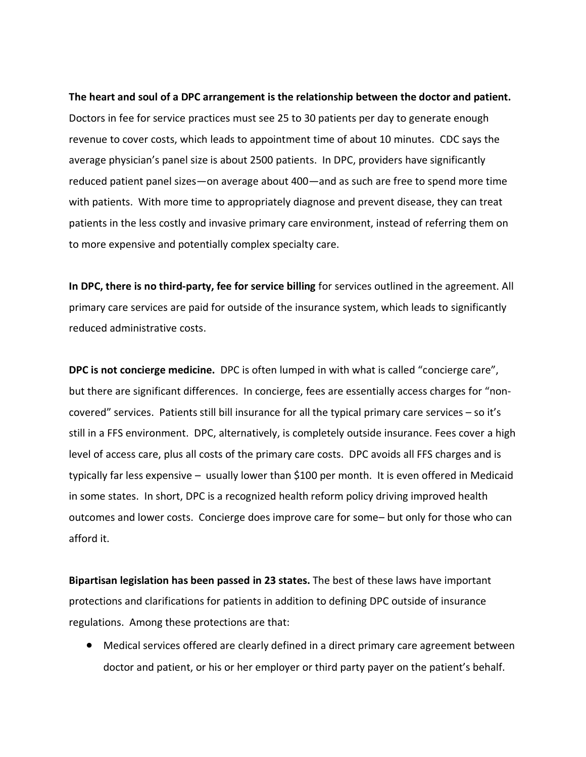**The heart and soul of a DPC arrangement is the relationship between the doctor and patient.** Doctors in fee for service practices must see 25 to 30 patients per day to generate enough revenue to cover costs, which leads to appointment time of about 10 minutes. CDC says the average physician's panel size is about 2500 patients. In DPC, providers have significantly reduced patient panel sizes—on average about 400—and as such are free to spend more time with patients. With more time to appropriately diagnose and prevent disease, they can treat patients in the less costly and invasive primary care environment, instead of referring them on to more expensive and potentially complex specialty care.

**In DPC, there is no third-party, fee for service billing** for services outlined in the agreement. All primary care services are paid for outside of the insurance system, which leads to significantly reduced administrative costs.

**DPC is not concierge medicine.** DPC is often lumped in with what is called "concierge care", but there are significant differences. In concierge, fees are essentially access charges for "non-covered" services. Patients still bill insurance for all the typical primary care services – so it's still in a FFS environment. DPC, alternatively, is completely outside insurance. Fees cover a high level of access care, plus all costs of the primary care costs. DPC avoids all FFS charges and is typically far less expensive – usually lower than $100 per month. It is even offered in Medicaid in some states. In short, DPC is a recognized health reform policy driving improved health outcomes and lower costs. Concierge does improve care for some– but only for those who can afford it.

**Bipartisan legislation has been passed in 23 states.** The best of these laws have important protections and clarifications for patients in addition to defining DPC outside of insurance regulations. Among these protections are that:

- Medical services offered are clearly defined in a direct primary care agreement between doctor and patient, or his or her employer or third party payer on the patient's behalf.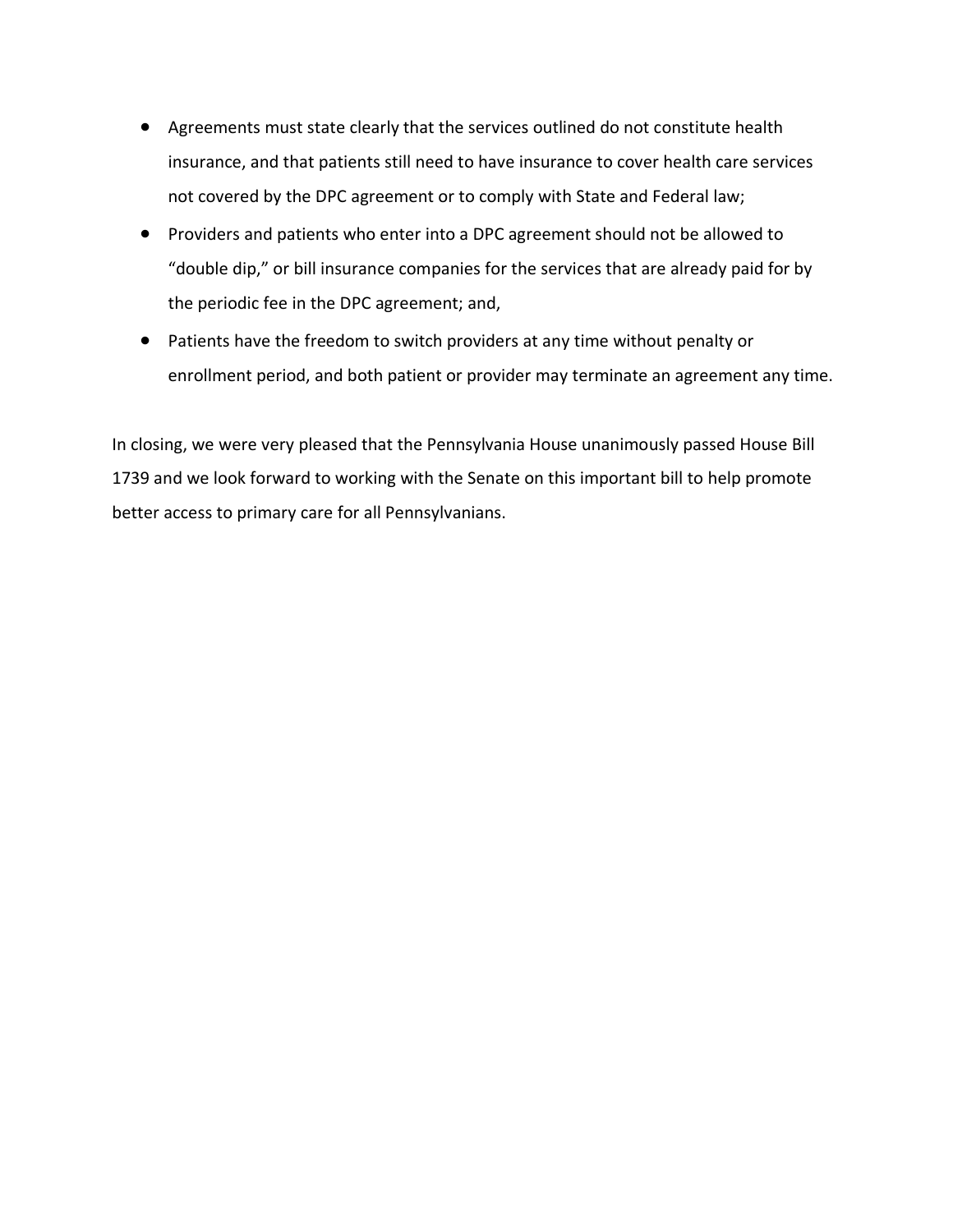- Agreements must state clearly that the services outlined do not constitute health insurance, and that patients still need to have insurance to cover health care services not covered by the DPC agreement or to comply with State and Federal law;
- Providers and patients who enter into a DPC agreement should not be allowed to "double dip," or bill insurance companies for the services that are already paid for by the periodic fee in the DPC agreement; and,
- Patients have the freedom to switch providers at any time without penalty or enrollment period, and both patient or provider may terminate an agreement any time.

In closing, we were very pleased that the Pennsylvania House unanimously passed House Bill 1739 and we look forward to working with the Senate on this important bill to help promote better access to primary care for all Pennsylvanians.